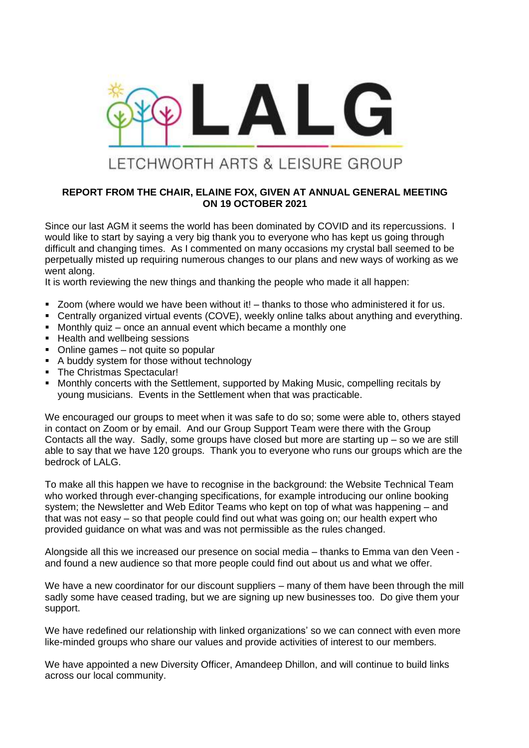# LALG

LETCHWORTH ARTS & LEISURE GROUP

**REPORT FROM THE CHAIR, ELAINE FOX, GIVEN AT ANNUAL GENERAL MEETING ON 19 OCTOBER 2021**

Since our last AGM it seems the world has been dominated by COVID and its repercussions. I would like to start by saying a very big thank you to everyone who has kept us going through difficult and changing times. As I commented on many occasions my crystal ball seemed to be perpetually misted up requiring numerous changes to our plans and new ways of working as we went along.

It is worth reviewing the new things and thanking the people who made it all happen:

- Zoom (where would we have been without it! – thanks to those who administered it for us.
- Centrally organized virtual events (COVE), weekly online talks about anything and everything.
- Monthly quiz – once an annual event which became a monthly one
- Health and wellbeing sessions
- Online games – not quite so popular
- A buddy system for those without technology
- The Christmas Spectacular!
- Monthly concerts with the Settlement, supported by Making Music, compelling recitals by young musicians. Events in the Settlement when that was practicable.

We encouraged our groups to meet when it was safe to do so; some were able to, others stayed in contact on Zoom or by email. And our Group Support Team were there with the Group Contacts all the way. Sadly, some groups have closed but more are starting up – so we are still able to say that we have 120 groups. Thank you to everyone who runs our groups which are the bedrock of LALG.

To make all this happen we have to recognise in the background: the Website Technical Team who worked through ever-changing specifications, for example introducing our online booking system; the Newsletter and Web Editor Teams who kept on top of what was happening – and that was not easy – so that people could find out what was going on; our health expert who provided guidance on what was and was not permissible as the rules changed.

Alongside all this we increased our presence on social media – thanks to Emma van den Veen - and found a new audience so that more people could find out about us and what we offer.

We have a new coordinator for our discount suppliers – many of them have been through the mill sadly some have ceased trading, but we are signing up new businesses too. Do give them your support.

We have redefined our relationship with linked organizations' so we can connect with even more like-minded groups who share our values and provide activities of interest to our members.

We have appointed a new Diversity Officer, Amandeep Dhillon, and will continue to build links across our local community.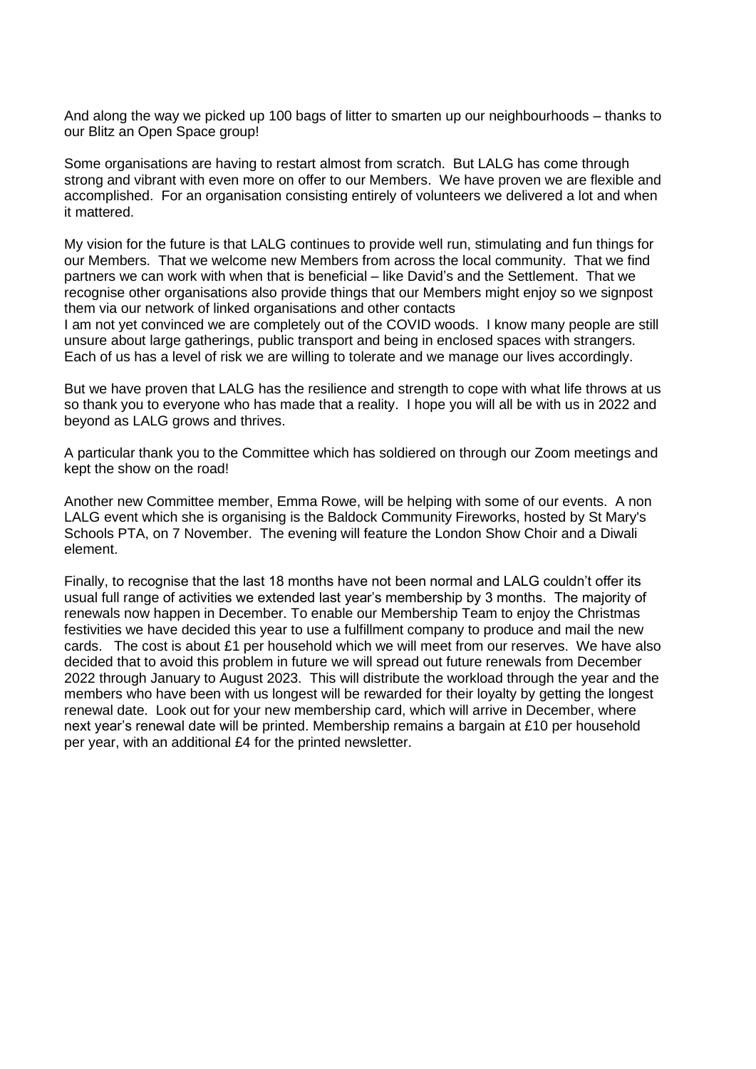And along the way we picked up 100 bags of litter to smarten up our neighbourhoods – thanks to our Blitz an Open Space group!

Some organisations are having to restart almost from scratch. But LALG has come through strong and vibrant with even more on offer to our Members. We have proven we are flexible and accomplished. For an organisation consisting entirely of volunteers we delivered a lot and when it mattered.

My vision for the future is that LALG continues to provide well run, stimulating and fun things for our Members. That we welcome new Members from across the local community. That we find partners we can work with when that is beneficial – like David's and the Settlement. That we recognise other organisations also provide things that our Members might enjoy so we signpost them via our network of linked organisations and other contacts

I am not yet convinced we are completely out of the COVID woods. I know many people are still unsure about large gatherings, public transport and being in enclosed spaces with strangers. Each of us has a level of risk we are willing to tolerate and we manage our lives accordingly.

But we have proven that LALG has the resilience and strength to cope with what life throws at us so thank you to everyone who has made that a reality. I hope you will all be with us in 2022 and beyond as LALG grows and thrives.

A particular thank you to the Committee which has soldiered on through our Zoom meetings and kept the show on the road!

Another new Committee member, Emma Rowe, will be helping with some of our events. A non LALG event which she is organising is the Baldock Community Fireworks, hosted by St Mary's Schools PTA, on 7 November. The evening will feature the London Show Choir and a Diwali element.

Finally, to recognise that the last 18 months have not been normal and LALG couldn't offer its usual full range of activities we extended last year's membership by 3 months. The majority of renewals now happen in December. To enable our Membership Team to enjoy the Christmas festivities we have decided this year to use a fulfillment company to produce and mail the new cards. The cost is about £1 per household which we will meet from our reserves. We have also decided that to avoid this problem in future we will spread out future renewals from December 2022 through January to August 2023. This will distribute the workload through the year and the members who have been with us longest will be rewarded for their loyalty by getting the longest renewal date. Look out for your new membership card, which will arrive in December, where next year's renewal date will be printed. Membership remains a bargain at £10 per household per year, with an additional £4 for the printed newsletter.